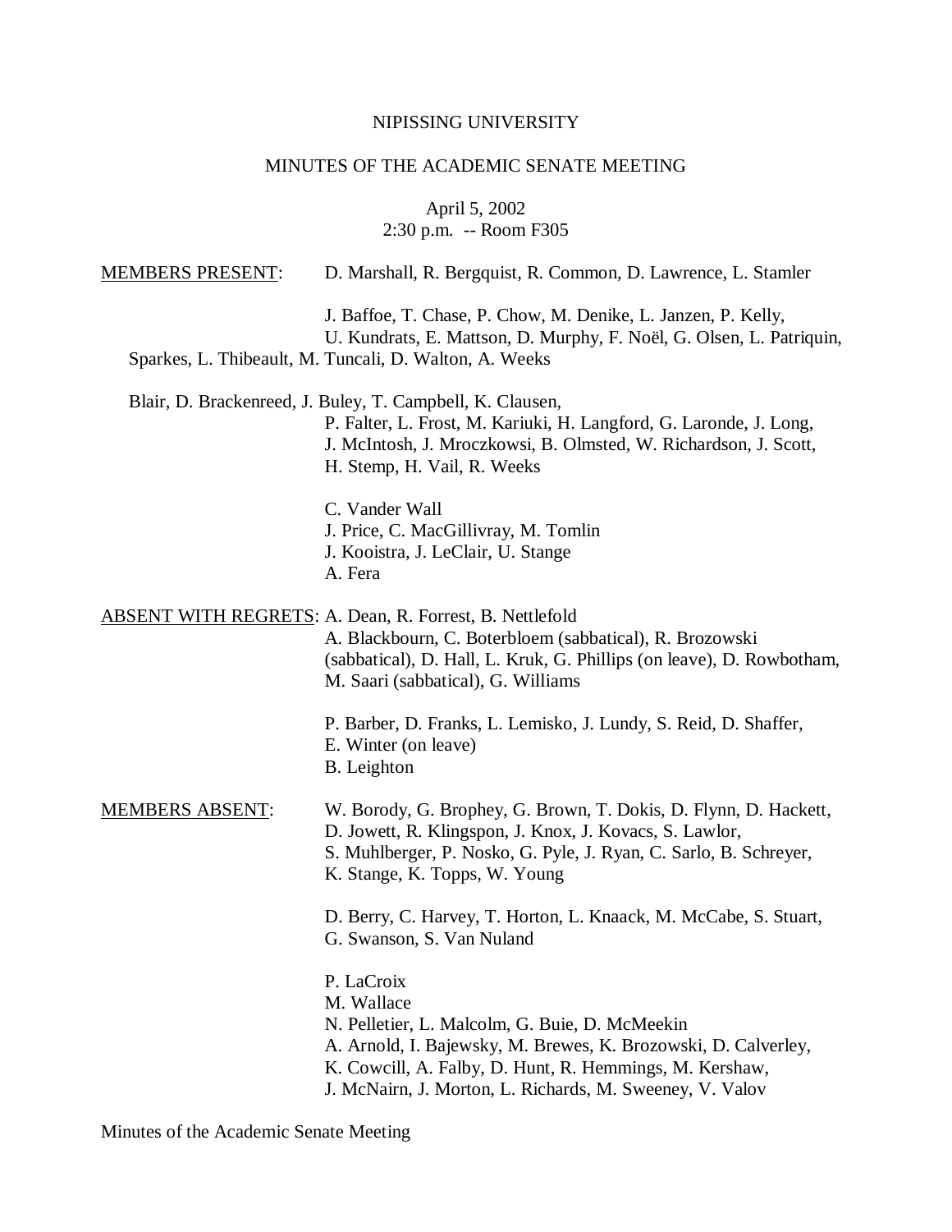NIPISSING UNIVERSITY

MINUTES OF THE ACADEMIC SENATE MEETING

April 5, 2002
2:30 p.m. -- Room F305

MEMBERS PRESENT: D. Marshall, R. Bergquist, R. Common, D. Lawrence, L. Stamler

J. Baffoe, T. Chase, P. Chow, M. Denike, L. Janzen, P. Kelly, U. Kundrats, E. Mattson, D. Murphy, F. Noël, G. Olsen, L. Patriquin, Sparkes, L. Thibeault, M. Tuncali, D. Walton, A. Weeks

Blair, D. Brackenreed, J. Buley, T. Campbell, K. Clausen, P. Falter, L. Frost, M. Kariuki, H. Langford, G. Laronde, J. Long, J. McIntosh, J. Mroczkowsi, B. Olmsted, W. Richardson, J. Scott, H. Stemp, H. Vail, R. Weeks

C. Vander Wall
J. Price, C. MacGillivray, M. Tomlin
J. Kooistra, J. LeClair, U. Stange
A. Fera

ABSENT WITH REGRETS: A. Dean, R. Forrest, B. Nettlefold
A. Blackbourn, C. Boterbloem (sabbatical), R. Brozowski (sabbatical), D. Hall, L. Kruk, G. Phillips (on leave), D. Rowbotham, M. Saari (sabbatical), G. Williams

P. Barber, D. Franks, L. Lemisko, J. Lundy, S. Reid, D. Shaffer, E. Winter (on leave)
B. Leighton

MEMBERS ABSENT: W. Borody, G. Brophey, G. Brown, T. Dokis, D. Flynn, D. Hackett, D. Jowett, R. Klingspon, J. Knox, J. Kovacs, S. Lawlor, S. Muhlberger, P. Nosko, G. Pyle, J. Ryan, C. Sarlo, B. Schreyer, K. Stange, K. Topps, W. Young

D. Berry, C. Harvey, T. Horton, L. Knaack, M. McCabe, S. Stuart, G. Swanson, S. Van Nuland

P. LaCroix
M. Wallace
N. Pelletier, L. Malcolm, G. Buie, D. McMeekin
A. Arnold, I. Bajewsky, M. Brewes, K. Brozowski, D. Calverley, K. Cowcill, A. Falby, D. Hunt, R. Hemmings, M. Kershaw, J. McNairn, J. Morton, L. Richards, M. Sweeney, V. Valov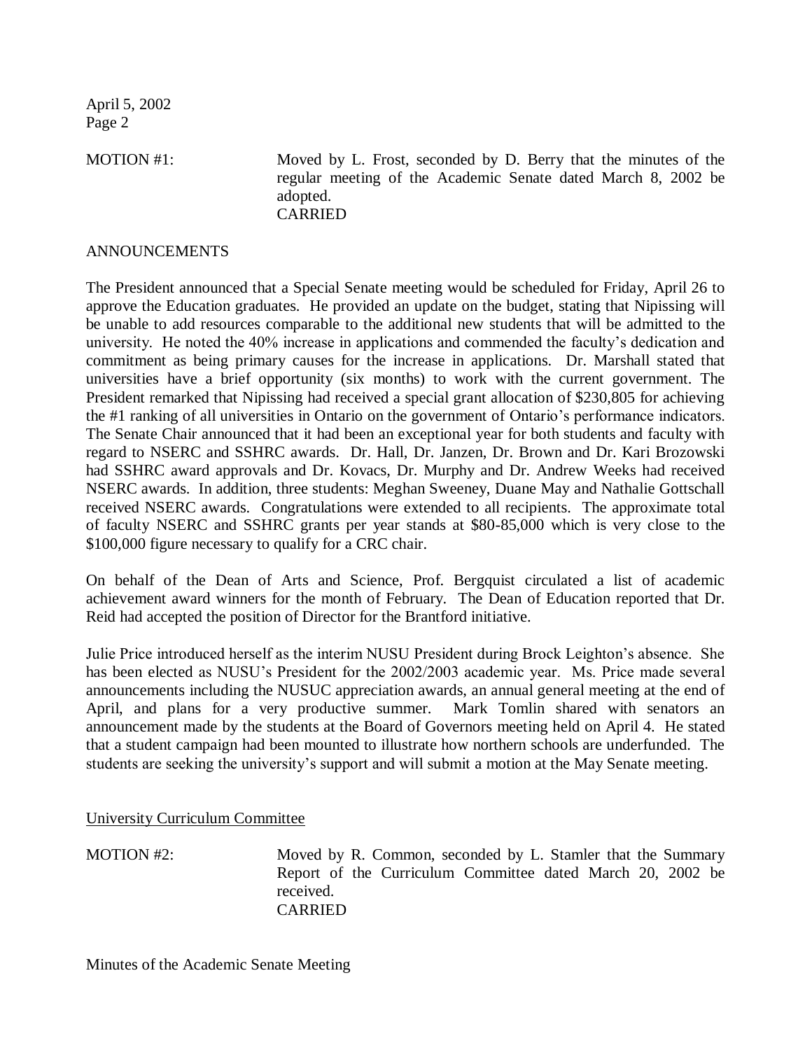MOTION #1: Moved by L. Frost, seconded by D. Berry that the minutes of the regular meeting of the Academic Senate dated March 8, 2002 be adopted.
CARRIED

ANNOUNCEMENTS

The President announced that a Special Senate meeting would be scheduled for Friday, April 26 to approve the Education graduates. He provided an update on the budget, stating that Nipissing will be unable to add resources comparable to the additional new students that will be admitted to the university. He noted the 40% increase in applications and commended the faculty's dedication and commitment as being primary causes for the increase in applications. Dr. Marshall stated that universities have a brief opportunity (six months) to work with the current government. The President remarked that Nipissing had received a special grant allocation of $230,805 for achieving the #1 ranking of all universities in Ontario on the government of Ontario's performance indicators. The Senate Chair announced that it had been an exceptional year for both students and faculty with regard to NSERC and SSHRC awards. Dr. Hall, Dr. Janzen, Dr. Brown and Dr. Kari Brozowski had SSHRC award approvals and Dr. Kovacs, Dr. Murphy and Dr. Andrew Weeks had received NSERC awards. In addition, three students: Meghan Sweeney, Duane May and Nathalie Gottschall received NSERC awards. Congratulations were extended to all recipients. The approximate total of faculty NSERC and SSHRC grants per year stands at $80-85,000 which is very close to the $100,000 figure necessary to qualify for a CRC chair.

On behalf of the Dean of Arts and Science, Prof. Bergquist circulated a list of academic achievement award winners for the month of February. The Dean of Education reported that Dr. Reid had accepted the position of Director for the Brantford initiative.

Julie Price introduced herself as the interim NUSU President during Brock Leighton's absence. She has been elected as NUSU's President for the 2002/2003 academic year. Ms. Price made several announcements including the NUSUC appreciation awards, an annual general meeting at the end of April, and plans for a very productive summer. Mark Tomlin shared with senators an announcement made by the students at the Board of Governors meeting held on April 4. He stated that a student campaign had been mounted to illustrate how northern schools are underfunded. The students are seeking the university's support and will submit a motion at the May Senate meeting.

University Curriculum Committee

MOTION #2: Moved by R. Common, seconded by L. Stamler that the Summary Report of the Curriculum Committee dated March 20, 2002 be received.
CARRIED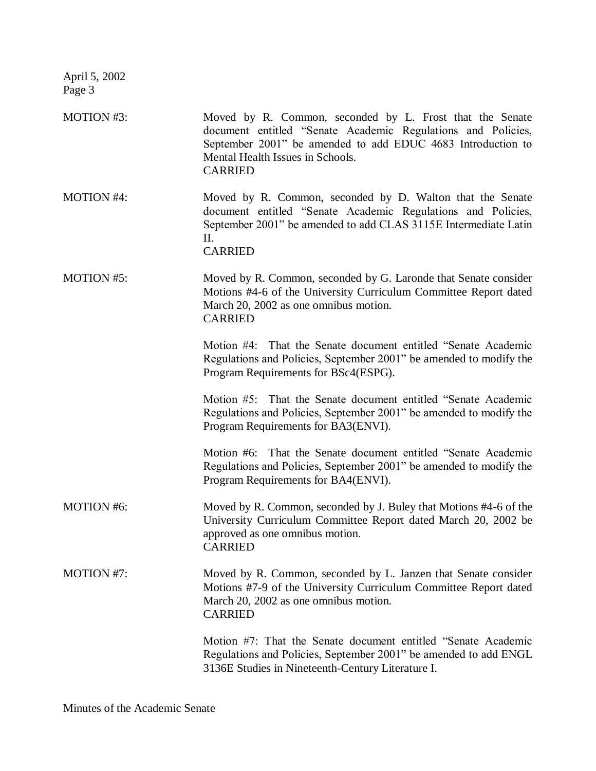MOTION #3: Moved by R. Common, seconded by L. Frost that the Senate document entitled "Senate Academic Regulations and Policies, September 2001" be amended to add EDUC 4683 Introduction to Mental Health Issues in Schools.
CARRIED

MOTION #4: Moved by R. Common, seconded by D. Walton that the Senate document entitled "Senate Academic Regulations and Policies, September 2001" be amended to add CLAS 3115E Intermediate Latin II.
CARRIED

MOTION #5: Moved by R. Common, seconded by G. Laronde that Senate consider Motions #4-6 of the University Curriculum Committee Report dated March 20, 2002 as one omnibus motion.
CARRIED

Motion #4: That the Senate document entitled "Senate Academic Regulations and Policies, September 2001" be amended to modify the Program Requirements for BSc4(ESPG).

Motion #5: That the Senate document entitled "Senate Academic Regulations and Policies, September 2001" be amended to modify the Program Requirements for BA3(ENVI).

Motion #6: That the Senate document entitled "Senate Academic Regulations and Policies, September 2001" be amended to modify the Program Requirements for BA4(ENVI).

MOTION #6: Moved by R. Common, seconded by J. Buley that Motions #4-6 of the University Curriculum Committee Report dated March 20, 2002 be approved as one omnibus motion.
CARRIED

MOTION #7: Moved by R. Common, seconded by L. Janzen that Senate consider Motions #7-9 of the University Curriculum Committee Report dated March 20, 2002 as one omnibus motion.
CARRIED

Motion #7: That the Senate document entitled "Senate Academic Regulations and Policies, September 2001" be amended to add ENGL 3136E Studies in Nineteenth-Century Literature I.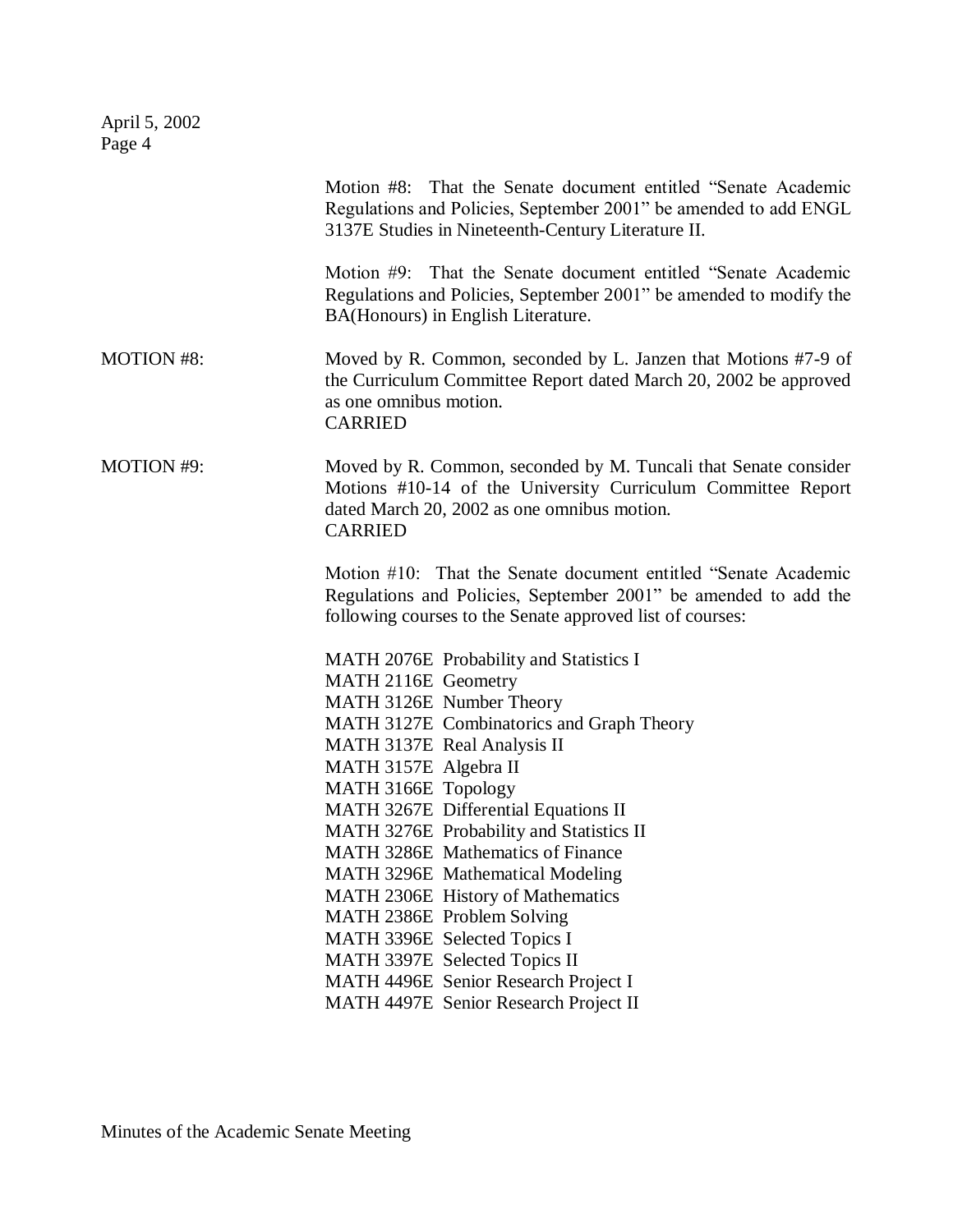Motion #8: That the Senate document entitled "Senate Academic Regulations and Policies, September 2001" be amended to add ENGL 3137E Studies in Nineteenth-Century Literature II.

Motion #9: That the Senate document entitled "Senate Academic Regulations and Policies, September 2001" be amended to modify the BA(Honours) in English Literature.

MOTION #8: Moved by R. Common, seconded by L. Janzen that Motions #7-9 of the Curriculum Committee Report dated March 20, 2002 be approved as one omnibus motion.
CARRIED

MOTION #9: Moved by R. Common, seconded by M. Tuncali that Senate consider Motions #10-14 of the University Curriculum Committee Report dated March 20, 2002 as one omnibus motion.
CARRIED

Motion #10: That the Senate document entitled "Senate Academic Regulations and Policies, September 2001" be amended to add the following courses to the Senate approved list of courses:

MATH 2076E Probability and Statistics I
MATH 2116E Geometry
MATH 3126E Number Theory
MATH 3127E Combinatorics and Graph Theory
MATH 3137E Real Analysis II
MATH 3157E Algebra II
MATH 3166E Topology
MATH 3267E Differential Equations II
MATH 3276E Probability and Statistics II
MATH 3286E Mathematics of Finance
MATH 3296E Mathematical Modeling
MATH 2306E History of Mathematics
MATH 2386E Problem Solving
MATH 3396E Selected Topics I
MATH 3397E Selected Topics II
MATH 4496E Senior Research Project I
MATH 4497E Senior Research Project II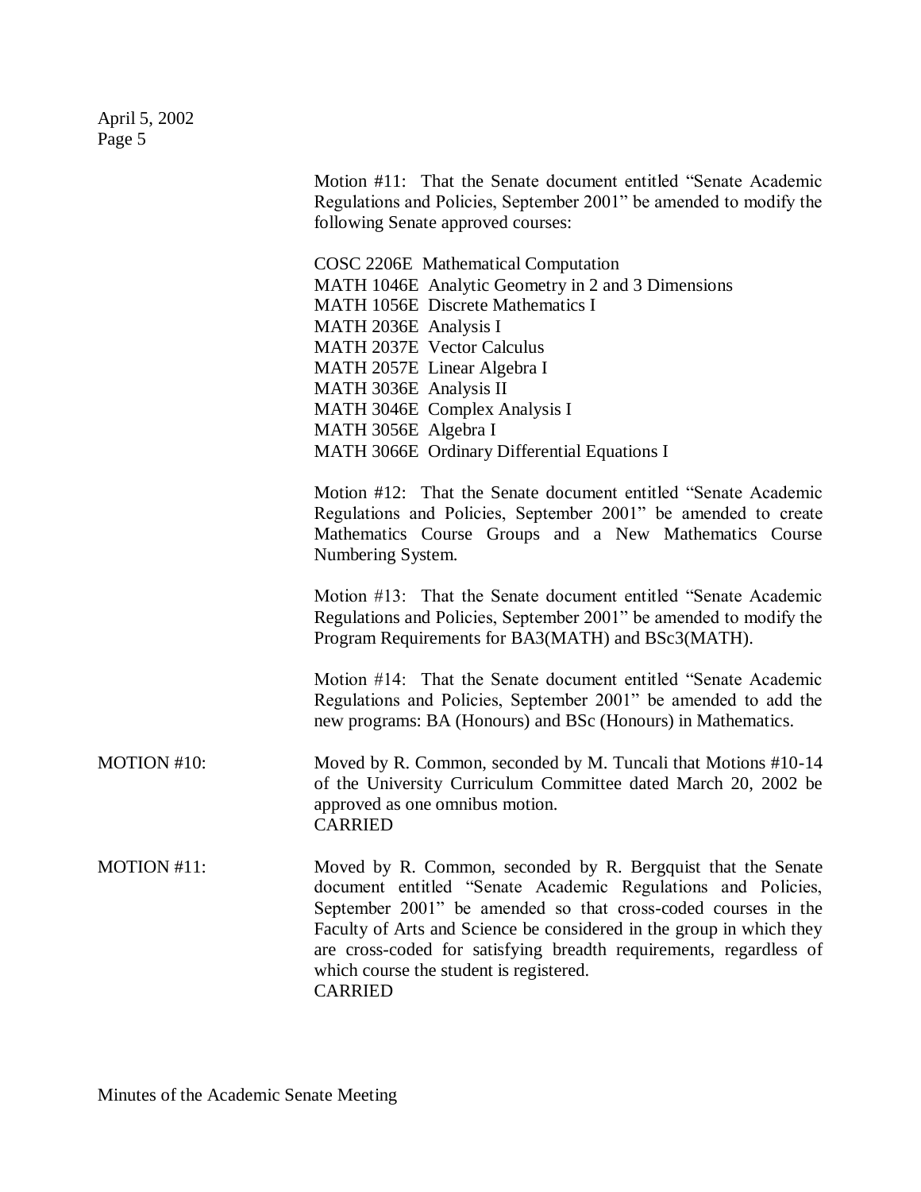Motion #11: That the Senate document entitled "Senate Academic Regulations and Policies, September 2001" be amended to modify the following Senate approved courses:

COSC 2206E Mathematical Computation
MATH 1046E Analytic Geometry in 2 and 3 Dimensions
MATH 1056E Discrete Mathematics I
MATH 2036E Analysis I
MATH 2037E Vector Calculus
MATH 2057E Linear Algebra I
MATH 3036E Analysis II
MATH 3046E Complex Analysis I
MATH 3056E Algebra I
MATH 3066E Ordinary Differential Equations I

Motion #12: That the Senate document entitled "Senate Academic Regulations and Policies, September 2001" be amended to create Mathematics Course Groups and a New Mathematics Course Numbering System.

Motion #13: That the Senate document entitled "Senate Academic Regulations and Policies, September 2001" be amended to modify the Program Requirements for BA3(MATH) and BSc3(MATH).

Motion #14: That the Senate document entitled "Senate Academic Regulations and Policies, September 2001" be amended to add the new programs: BA (Honours) and BSc (Honours) in Mathematics.

MOTION #10: Moved by R. Common, seconded by M. Tuncali that Motions #10-14 of the University Curriculum Committee dated March 20, 2002 be approved as one omnibus motion.
CARRIED

MOTION #11: Moved by R. Common, seconded by R. Bergquist that the Senate document entitled "Senate Academic Regulations and Policies, September 2001" be amended so that cross-coded courses in the Faculty of Arts and Science be considered in the group in which they are cross-coded for satisfying breadth requirements, regardless of which course the student is registered.
CARRIED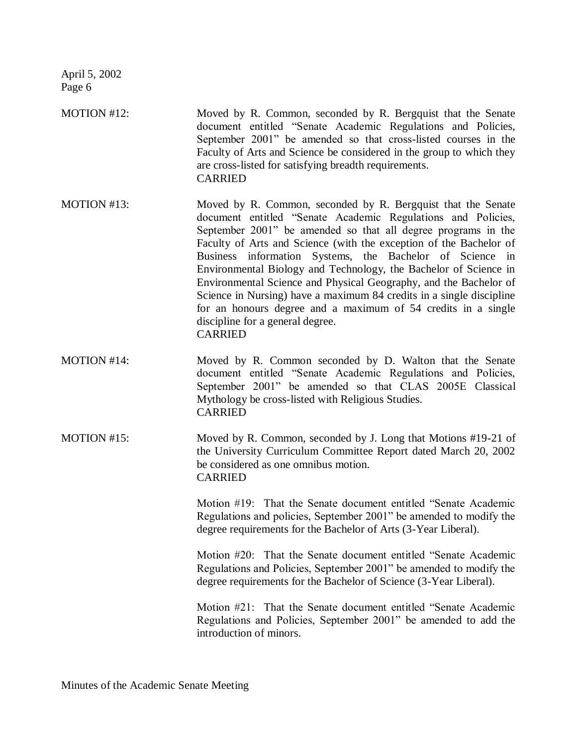MOTION #12: Moved by R. Common, seconded by R. Bergquist that the Senate document entitled "Senate Academic Regulations and Policies, September 2001" be amended so that cross-listed courses in the Faculty of Arts and Science be considered in the group to which they are cross-listed for satisfying breadth requirements.
CARRIED

MOTION #13: Moved by R. Common, seconded by R. Bergquist that the Senate document entitled "Senate Academic Regulations and Policies, September 2001" be amended so that all degree programs in the Faculty of Arts and Science (with the exception of the Bachelor of Business information Systems, the Bachelor of Science in Environmental Biology and Technology, the Bachelor of Science in Environmental Science and Physical Geography, and the Bachelor of Science in Nursing) have a maximum 84 credits in a single discipline for an honours degree and a maximum of 54 credits in a single discipline for a general degree.
CARRIED

MOTION #14: Moved by R. Common seconded by D. Walton that the Senate document entitled "Senate Academic Regulations and Policies, September 2001" be amended so that CLAS 2005E Classical Mythology be cross-listed with Religious Studies.
CARRIED

MOTION #15: Moved by R. Common, seconded by J. Long that Motions #19-21 of the University Curriculum Committee Report dated March 20, 2002 be considered as one omnibus motion.
CARRIED

Motion #19: That the Senate document entitled "Senate Academic Regulations and policies, September 2001" be amended to modify the degree requirements for the Bachelor of Arts (3-Year Liberal).

Motion #20: That the Senate document entitled "Senate Academic Regulations and Policies, September 2001" be amended to modify the degree requirements for the Bachelor of Science (3-Year Liberal).

Motion #21: That the Senate document entitled "Senate Academic Regulations and Policies, September 2001" be amended to add the introduction of minors.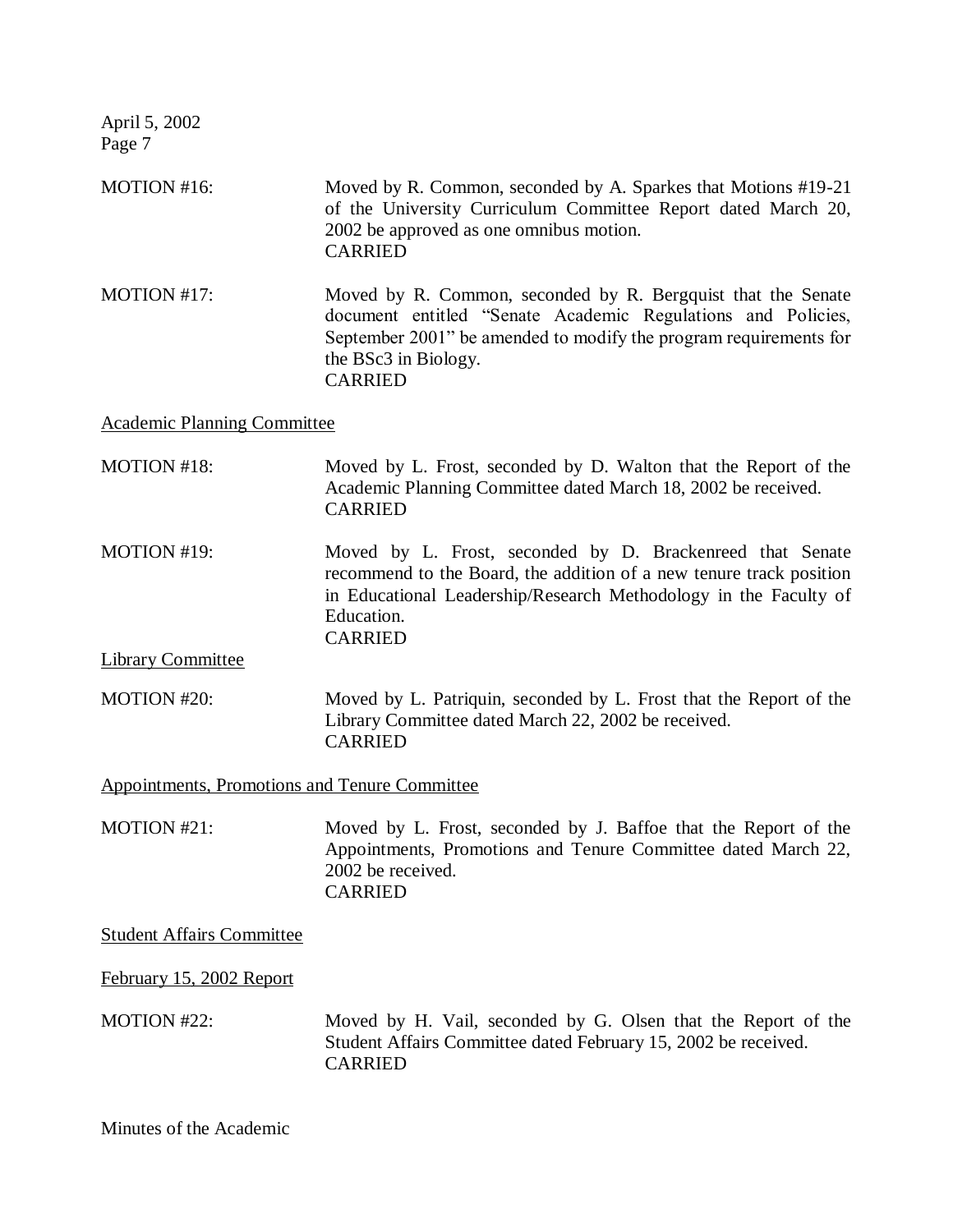MOTION #16: Moved by R. Common, seconded by A. Sparkes that Motions #19-21 of the University Curriculum Committee Report dated March 20, 2002 be approved as one omnibus motion.
CARRIED

MOTION #17: Moved by R. Common, seconded by R. Bergquist that the Senate document entitled "Senate Academic Regulations and Policies, September 2001" be amended to modify the program requirements for the BSc3 in Biology.
CARRIED

Academic Planning Committee

MOTION #18: Moved by L. Frost, seconded by D. Walton that the Report of the Academic Planning Committee dated March 18, 2002 be received.
CARRIED

MOTION #19: Moved by L. Frost, seconded by D. Brackenreed that Senate recommend to the Board, the addition of a new tenure track position in Educational Leadership/Research Methodology in the Faculty of Education.
CARRIED

Library Committee

MOTION #20: Moved by L. Patriquin, seconded by L. Frost that the Report of the Library Committee dated March 22, 2002 be received.
CARRIED

Appointments, Promotions and Tenure Committee

MOTION #21: Moved by L. Frost, seconded by J. Baffoe that the Report of the Appointments, Promotions and Tenure Committee dated March 22, 2002 be received.
CARRIED

Student Affairs Committee

February 15, 2002 Report

MOTION #22: Moved by H. Vail, seconded by G. Olsen that the Report of the Student Affairs Committee dated February 15, 2002 be received.
CARRIED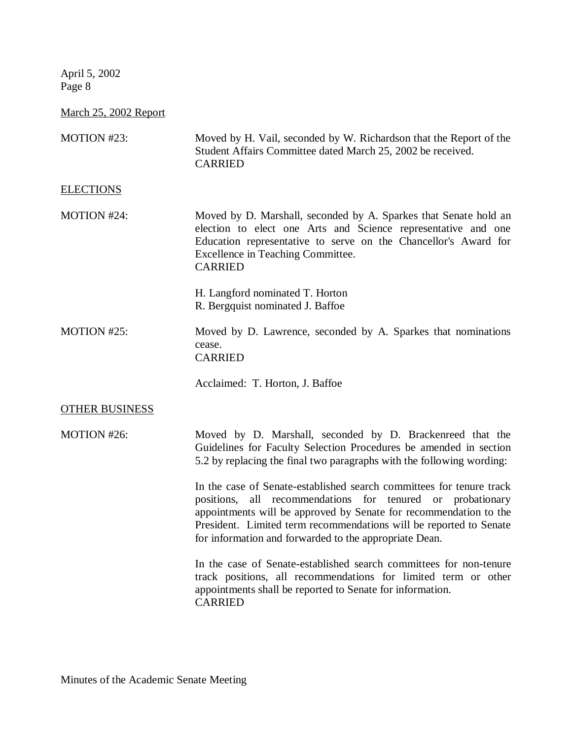March 25, 2002 Report

MOTION #23: Moved by H. Vail, seconded by W. Richardson that the Report of the Student Affairs Committee dated March 25, 2002 be received.
CARRIED

ELECTIONS

MOTION #24: Moved by D. Marshall, seconded by A. Sparkes that Senate hold an election to elect one Arts and Science representative and one Education representative to serve on the Chancellor's Award for Excellence in Teaching Committee.
CARRIED

H. Langford nominated T. Horton
R. Bergquist nominated J. Baffoe

MOTION #25: Moved by D. Lawrence, seconded by A. Sparkes that nominations cease.
CARRIED

Acclaimed: T. Horton, J. Baffoe

OTHER BUSINESS

MOTION #26: Moved by D. Marshall, seconded by D. Brackenreed that the Guidelines for Faculty Selection Procedures be amended in section 5.2 by replacing the final two paragraphs with the following wording:

In the case of Senate-established search committees for tenure track positions, all recommendations for tenured or probationary appointments will be approved by Senate for recommendation to the President. Limited term recommendations will be reported to Senate for information and forwarded to the appropriate Dean.

In the case of Senate-established search committees for non-tenure track positions, all recommendations for limited term or other appointments shall be reported to Senate for information.
CARRIED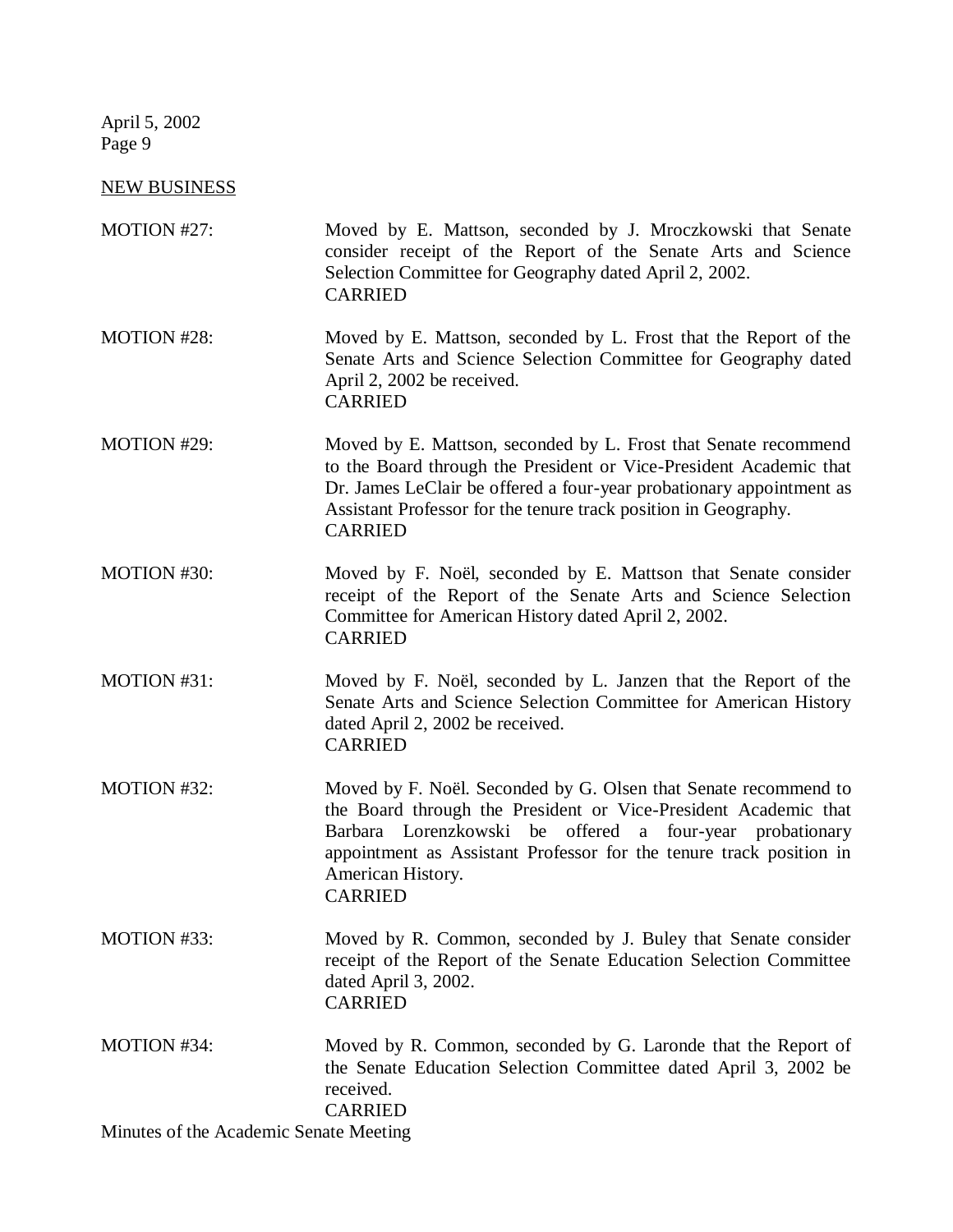NEW BUSINESS

MOTION #27: Moved by E. Mattson, seconded by J. Mroczkowski that Senate consider receipt of the Report of the Senate Arts and Science Selection Committee for Geography dated April 2, 2002.
CARRIED

MOTION #28: Moved by E. Mattson, seconded by L. Frost that the Report of the Senate Arts and Science Selection Committee for Geography dated April 2, 2002 be received.
CARRIED

MOTION #29: Moved by E. Mattson, seconded by L. Frost that Senate recommend to the Board through the President or Vice-President Academic that Dr. James LeClair be offered a four-year probationary appointment as Assistant Professor for the tenure track position in Geography.
CARRIED

MOTION #30: Moved by F. Noël, seconded by E. Mattson that Senate consider receipt of the Report of the Senate Arts and Science Selection Committee for American History dated April 2, 2002.
CARRIED

MOTION #31: Moved by F. Noël, seconded by L. Janzen that the Report of the Senate Arts and Science Selection Committee for American History dated April 2, 2002 be received.
CARRIED

MOTION #32: Moved by F. Noël. Seconded by G. Olsen that Senate recommend to the Board through the President or Vice-President Academic that Barbara Lorenzkowski be offered a four-year probationary appointment as Assistant Professor for the tenure track position in American History.
CARRIED

MOTION #33: Moved by R. Common, seconded by J. Buley that Senate consider receipt of the Report of the Senate Education Selection Committee dated April 3, 2002.
CARRIED

MOTION #34: Moved by R. Common, seconded by G. Laronde that the Report of the Senate Education Selection Committee dated April 3, 2002 be received.
CARRIED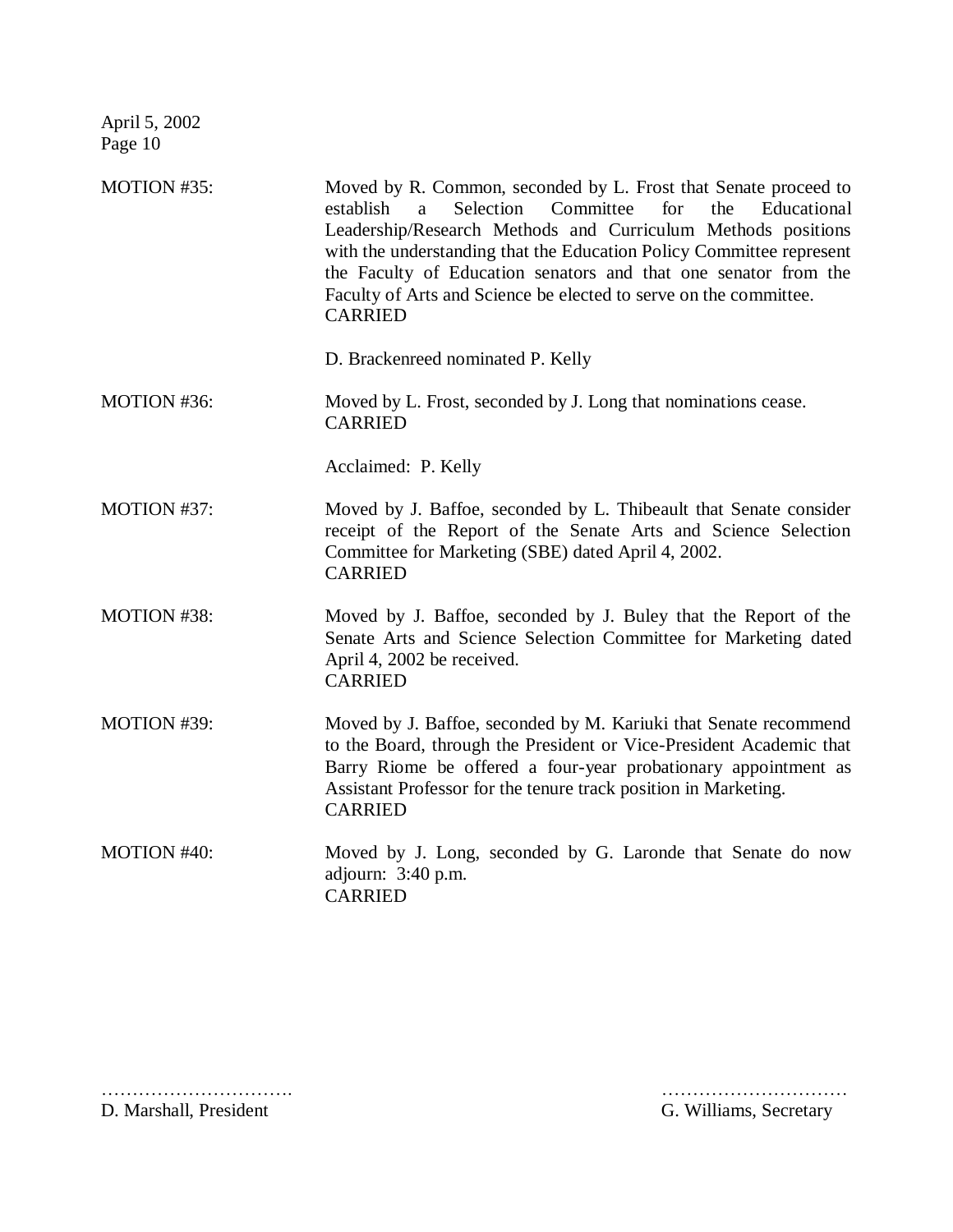MOTION #35: Moved by R. Common, seconded by L. Frost that Senate proceed to establish a Selection Committee for the Educational Leadership/Research Methods and Curriculum Methods positions with the understanding that the Education Policy Committee represent the Faculty of Education senators and that one senator from the Faculty of Arts and Science be elected to serve on the committee.
CARRIED

D. Brackenreed nominated P. Kelly

MOTION #36: Moved by L. Frost, seconded by J. Long that nominations cease.
CARRIED

Acclaimed: P. Kelly

MOTION #37: Moved by J. Baffoe, seconded by L. Thibeault that Senate consider receipt of the Report of the Senate Arts and Science Selection Committee for Marketing (SBE) dated April 4, 2002.
CARRIED

MOTION #38: Moved by J. Baffoe, seconded by J. Buley that the Report of the Senate Arts and Science Selection Committee for Marketing dated April 4, 2002 be received.
CARRIED

MOTION #39: Moved by J. Baffoe, seconded by M. Kariuki that Senate recommend to the Board, through the President or Vice-President Academic that Barry Riome be offered a four-year probationary appointment as Assistant Professor for the tenure track position in Marketing.
CARRIED

MOTION #40: Moved by J. Long, seconded by G. Laronde that Senate do now adjourn: 3:40 p.m.
CARRIED

…………………………. …………………………
D. Marshall, President G. Williams, Secretary